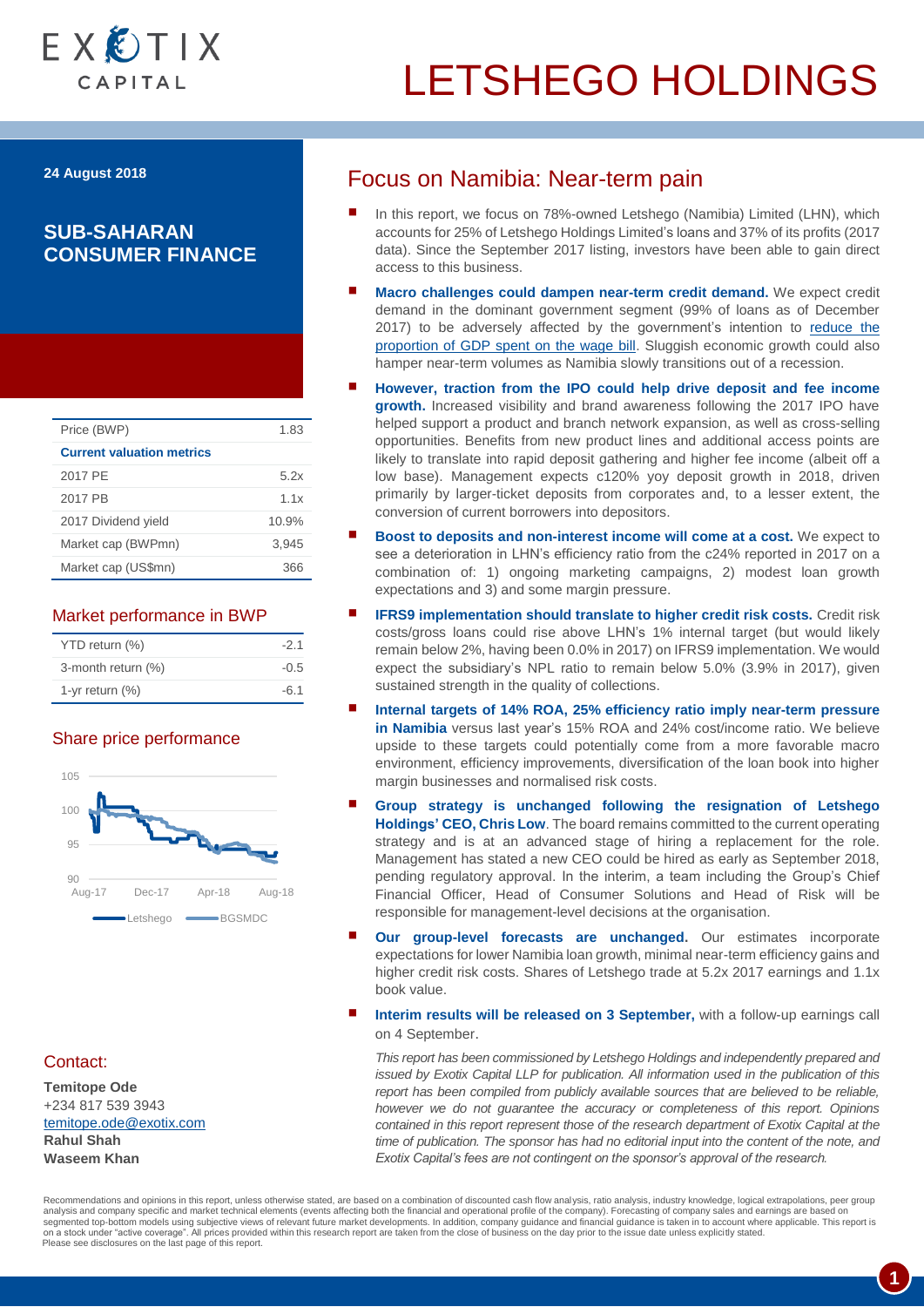# LETSHEGO HOLDINGS

**24 August 2018**

## SUB-SAHARAN CONSUMER FINANCE

| Price (BWP) | 1.83 |
|---|---|
| **Current valuation metrics** | |
| 2017 PE | 5.2x |
| 2017 PB | 1.1x |
| 2017 Dividend yield | 10.9% |
| Market cap (BWPmn) | 3,945 |
| Market cap (US$mn) | 366 |

### Market performance in BWP

| YTD return (%) | -2.1 |
|---|---|
| 3-month return (%) | -0.5 |
| 1-yr return (%) | -6.1 |

### Share price performance

### Contact:

**Temitope Ode**
+234 817 539 3943
temitope.ode@exotix.com
**Rahul Shah**
**Waseem Khan**

## Focus on Namibia: Near-term pain

- In this report, we focus on 78%-owned Letshego (Namibia) Limited (LHN), which accounts for 25% of Letshego Holdings Limited's loans and 37% of its profits (2017 data). Since the September 2017 listing, investors have been able to gain direct access to this business.
- **Macro challenges could dampen near-term credit demand.** We expect credit demand in the dominant government segment (99% of loans as of December 2017) to be adversely affected by the government's intention to reduce the proportion of GDP spent on the wage bill. Sluggish economic growth could also hamper near-term volumes as Namibia slowly transitions out of a recession.
- **However, traction from the IPO could help drive deposit and fee income growth.** Increased visibility and brand awareness following the 2017 IPO have helped support a product and branch network expansion, as well as cross-selling opportunities. Benefits from new product lines and additional access points are likely to translate into rapid deposit gathering and higher fee income (albeit off a low base). Management expects c120% yoy deposit growth in 2018, driven primarily by larger-ticket deposits from corporates and, to a lesser extent, the conversion of current borrowers into depositors.
- **Boost to deposits and non-interest income will come at a cost.** We expect to see a deterioration in LHN's efficiency ratio from the c24% reported in 2017 on a combination of: 1) ongoing marketing campaigns, 2) modest loan growth expectations and 3) and some margin pressure.
- **IFRS9 implementation should translate to higher credit risk costs.** Credit risk costs/gross loans could rise above LHN's 1% internal target (but would likely remain below 2%, having been 0.0% in 2017) on IFRS9 implementation. We would expect the subsidiary's NPL ratio to remain below 5.0% (3.9% in 2017), given sustained strength in the quality of collections.
- **Internal targets of 14% ROA, 25% efficiency ratio imply near-term pressure in Namibia** versus last year's 15% ROA and 24% cost/income ratio. We believe upside to these targets could potentially come from a more favorable macro environment, efficiency improvements, diversification of the loan book into higher margin businesses and normalised risk costs.
- **Group strategy is unchanged following the resignation of Letshego Holdings' CEO, Chris Low**. The board remains committed to the current operating strategy and is at an advanced stage of hiring a replacement for the role. Management has stated a new CEO could be hired as early as September 2018, pending regulatory approval. In the interim, a team including the Group's Chief Financial Officer, Head of Consumer Solutions and Head of Risk will be responsible for management-level decisions at the organisation.
- **Our group-level forecasts are unchanged.** Our estimates incorporate expectations for lower Namibia loan growth, minimal near-term efficiency gains and higher credit risk costs. Shares of Letshego trade at 5.2x 2017 earnings and 1.1x book value.
- **Interim results will be released on 3 September,** with a follow-up earnings call on 4 September.

*This report has been commissioned by Letshego Holdings and independently prepared and issued by Exotix Capital LLP for publication. All information used in the publication of this report has been compiled from publicly available sources that are believed to be reliable, however we do not guarantee the accuracy or completeness of this report. Opinions contained in this report represent those of the research department of Exotix Capital at the time of publication. The sponsor has had no editorial input into the content of the note, and Exotix Capital's fees are not contingent on the sponsor's approval of the research.*

Recommendations and opinions in this report, unless otherwise stated, are based on a combination of discounted cash flow analysis, ratio analysis, industry knowledge, logical extrapolations, peer group analysis and company specific and market technical elements (events affecting both the financial and operational profile of the company). Forecasting of company sales and earnings are based on segmented top-bottom models using subjective views of relevant future market developments. In addition, company guidance and financial guidance is taken in to account where applicable. This report is on a stock under "active coverage". All prices provided within this research report are taken from the close of business on the day prior to the issue date unless explicitly stated. Please see disclosures on the last page of this report.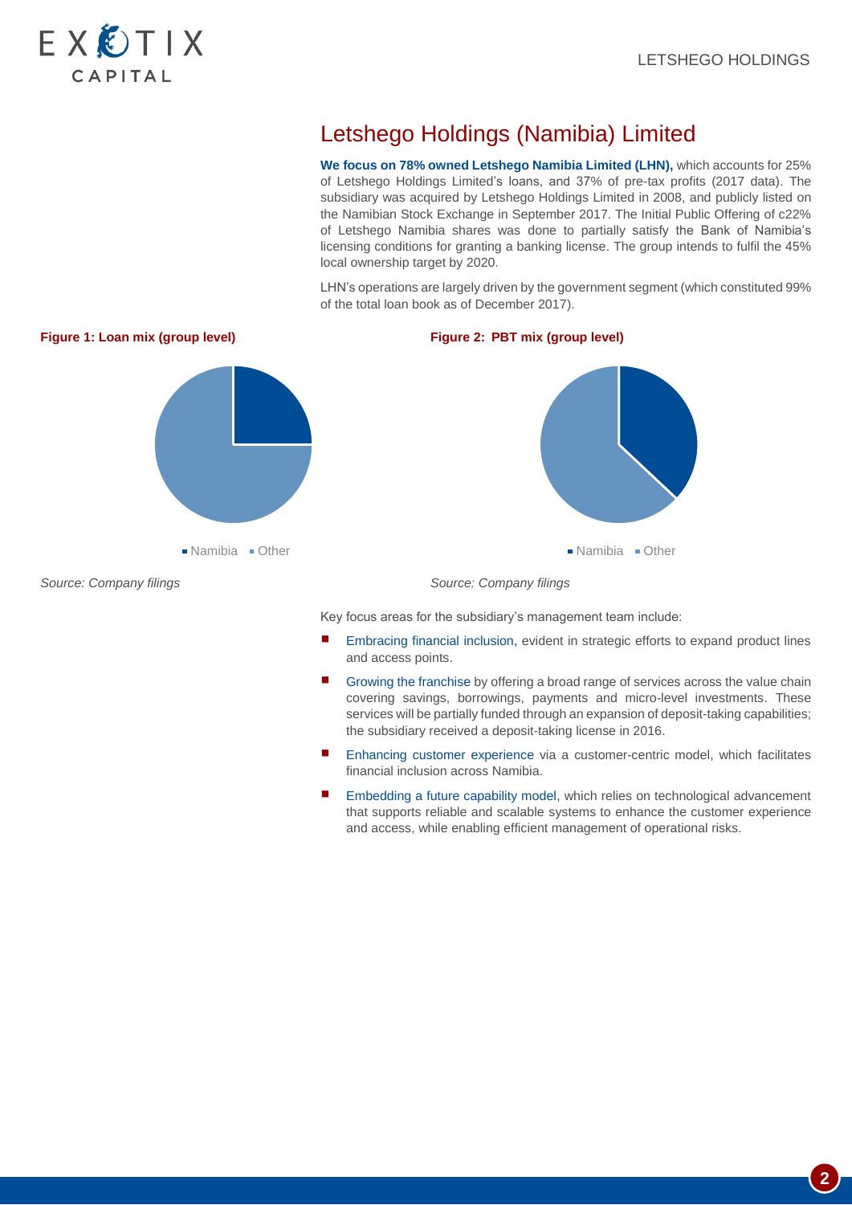# Letshego Holdings (Namibia) Limited

**We focus on 78% owned Letshego Namibia Limited (LHN),** which accounts for 25% of Letshego Holdings Limited's loans, and 37% of pre-tax profits (2017 data). The subsidiary was acquired by Letshego Holdings Limited in 2008, and publicly listed on the Namibian Stock Exchange in September 2017. The Initial Public Offering of c22% of Letshego Namibia shares was done to partially satisfy the Bank of Namibia's licensing conditions for granting a banking license. The group intends to fulfil the 45% local ownership target by 2020.

LHN's operations are largely driven by the government segment (which constituted 99% of the total loan book as of December 2017).

**Figure 1: Loan mix (group level)**

Namibia ▪ Other

*Source: Company filings*

**Figure 2: PBT mix (group level)**

Namibia ▪ Other

*Source: Company filings*

Key focus areas for the subsidiary's management team include:

- Embracing financial inclusion, evident in strategic efforts to expand product lines and access points.
- Growing the franchise by offering a broad range of services across the value chain covering savings, borrowings, payments and micro-level investments. These services will be partially funded through an expansion of deposit-taking capabilities; the subsidiary received a deposit-taking license in 2016.
- Enhancing customer experience via a customer-centric model, which facilitates financial inclusion across Namibia.
- Embedding a future capability model, which relies on technological advancement that supports reliable and scalable systems to enhance the customer experience and access, while enabling efficient management of operational risks.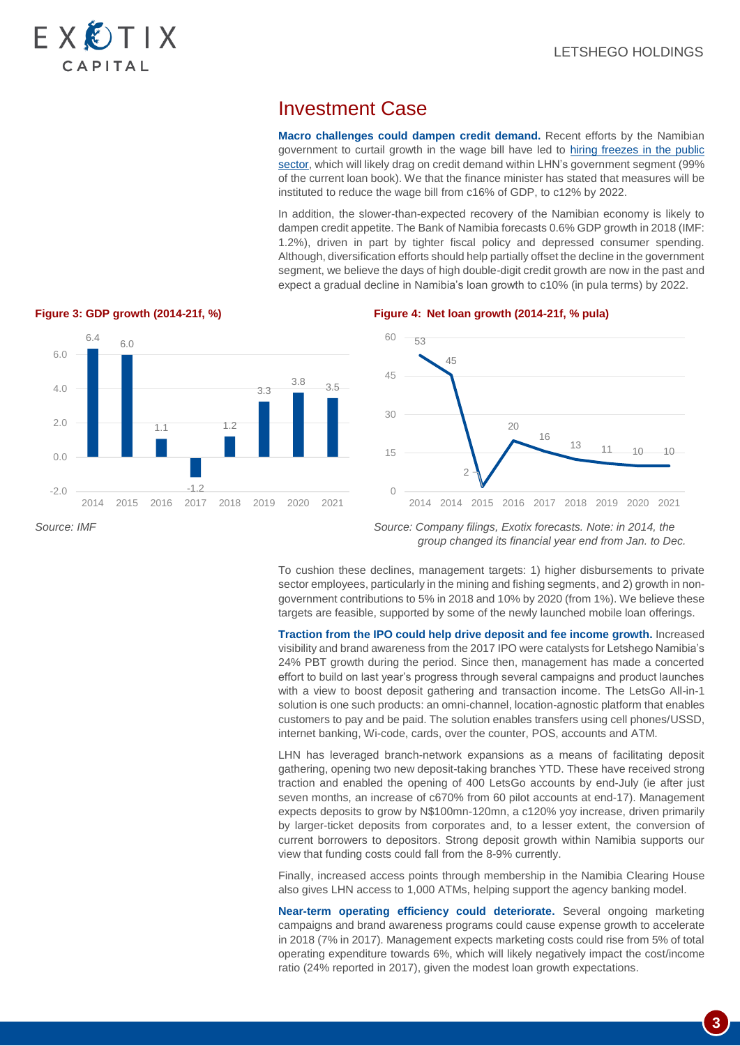## Investment Case

**Macro challenges could dampen credit demand.** Recent efforts by the Namibian government to curtail growth in the wage bill have led to hiring freezes in the public sector, which will likely drag on credit demand within LHN's government segment (99% of the current loan book). We that the finance minister has stated that measures will be instituted to reduce the wage bill from c16% of GDP, to c12% by 2022.

In addition, the slower-than-expected recovery of the Namibian economy is likely to dampen credit appetite. The Bank of Namibia forecasts 0.6% GDP growth in 2018 (IMF: 1.2%), driven in part by tighter fiscal policy and depressed consumer spending. Although, diversification efforts should help partially offset the decline in the government segment, we believe the days of high double-digit credit growth are now in the past and expect a gradual decline in Namibia's loan growth to c10% (in pula terms) by 2022.

**Figure 3: GDP growth (2014-21f, %)**

| 2014 | 2015 | 2016 | 2017 | 2018 | 2019 | 2020 | 2021 |
|---|---|---|---|---|---|---|---|
| 6.4 | 6.0 | 1.1 | -1.2 | 1.2 | 3.3 | 3.8 | 3.5 |

*Source: IMF*

**Figure 4: Net loan growth (2014-21f, % pula)**

| 2014 | 2014 | 2015 | 2016 | 2017 | 2018 | 2019 | 2020 | 2021 |
|---|---|---|---|---|---|---|---|---|
| 53 | 45 | 2 | 20 | 16 | 13 | 11 | 10 | 10 |

*Source: Company filings, Exotix forecasts. Note: in 2014, the group changed its financial year end from Jan. to Dec.*

To cushion these declines, management targets: 1) higher disbursements to private sector employees, particularly in the mining and fishing segments, and 2) growth in non-government contributions to 5% in 2018 and 10% by 2020 (from 1%). We believe these targets are feasible, supported by some of the newly launched mobile loan offerings.

**Traction from the IPO could help drive deposit and fee income growth.** Increased visibility and brand awareness from the 2017 IPO were catalysts for Letshego Namibia's 24% PBT growth during the period. Since then, management has made a concerted effort to build on last year's progress through several campaigns and product launches with a view to boost deposit gathering and transaction income. The LetsGo All-in-1 solution is one such products: an omni-channel, location-agnostic platform that enables customers to pay and be paid. The solution enables transfers using cell phones/USSD, internet banking, Wi-code, cards, over the counter, POS, accounts and ATM.

LHN has leveraged branch-network expansions as a means of facilitating deposit gathering, opening two new deposit-taking branches YTD. These have received strong traction and enabled the opening of 400 LetsGo accounts by end-July (ie after just seven months, an increase of c670% from 60 pilot accounts at end-17). Management expects deposits to grow by N$100mn-120mn, a c120% yoy increase, driven primarily by larger-ticket deposits from corporates and, to a lesser extent, the conversion of current borrowers to depositors. Strong deposit growth within Namibia supports our view that funding costs could fall from the 8-9% currently.

Finally, increased access points through membership in the Namibia Clearing House also gives LHN access to 1,000 ATMs, helping support the agency banking model.

**Near-term operating efficiency could deteriorate.** Several ongoing marketing campaigns and brand awareness programs could cause expense growth to accelerate in 2018 (7% in 2017). Management expects marketing costs could rise from 5% of total operating expenditure towards 6%, which will likely negatively impact the cost/income ratio (24% reported in 2017), given the modest loan growth expectations.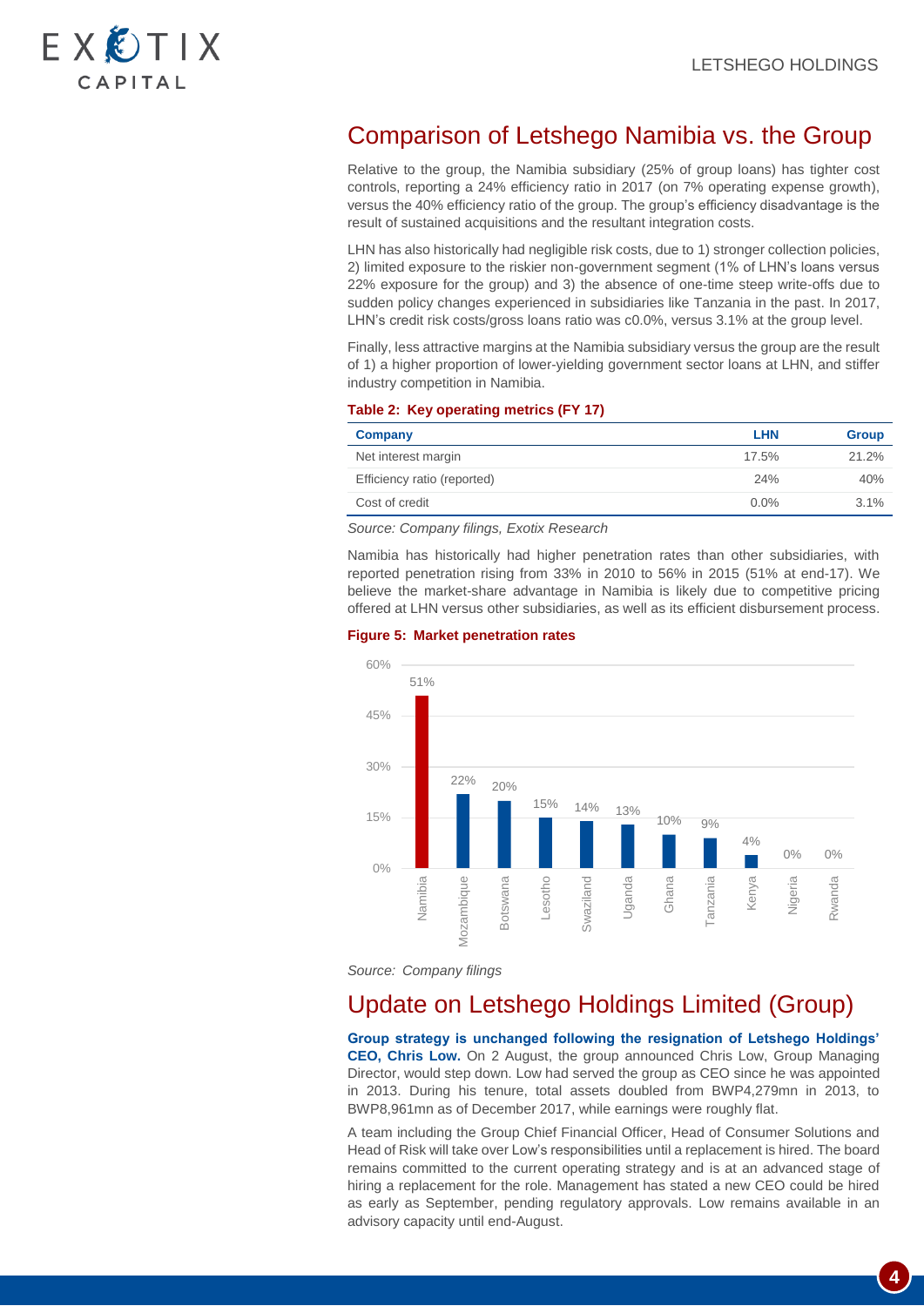## Comparison of Letshego Namibia vs. the Group

Relative to the group, the Namibia subsidiary (25% of group loans) has tighter cost controls, reporting a 24% efficiency ratio in 2017 (on 7% operating expense growth), versus the 40% efficiency ratio of the group. The group's efficiency disadvantage is the result of sustained acquisitions and the resultant integration costs.

LHN has also historically had negligible risk costs, due to 1) stronger collection policies, 2) limited exposure to the riskier non-government segment (1% of LHN's loans versus 22% exposure for the group) and 3) the absence of one-time steep write-offs due to sudden policy changes experienced in subsidiaries like Tanzania in the past. In 2017, LHN's credit risk costs/gross loans ratio was c0.0%, versus 3.1% at the group level.

Finally, less attractive margins at the Namibia subsidiary versus the group are the result of 1) a higher proportion of lower-yielding government sector loans at LHN, and stiffer industry competition in Namibia.

**Table 2: Key operating metrics (FY 17)**

| Company | LHN | Group |
|---|---|---|
| Net interest margin | 17.5% | 21.2% |
| Efficiency ratio (reported) | 24% | 40% |
| Cost of credit | 0.0% | 3.1% |

*Source: Company filings, Exotix Research*

Namibia has historically had higher penetration rates than other subsidiaries, with reported penetration rising from 33% in 2010 to 56% in 2015 (51% at end-17). We believe the market-share advantage in Namibia is likely due to competitive pricing offered at LHN versus other subsidiaries, as well as its efficient disbursement process.

**Figure 5: Market penetration rates**

| Country | Penetration rate |
|---|---|
| Namibia | 51% |
| Mozambique | 22% |
| Botswana | 20% |
| Lesotho | 15% |
| Swaziland | 14% |
| Uganda | 13% |
| Ghana | 10% |
| Tanzania | 9% |
| Kenya | 4% |
| Nigeria | 0% |
| Rwanda | 0% |

*Source: Company filings*

## Update on Letshego Holdings Limited (Group)

**Group strategy is unchanged following the resignation of Letshego Holdings' CEO, Chris Low.** On 2 August, the group announced Chris Low, Group Managing Director, would step down. Low had served the group as CEO since he was appointed in 2013. During his tenure, total assets doubled from BWP4,279mn in 2013, to BWP8,961mn as of December 2017, while earnings were roughly flat.

A team including the Group Chief Financial Officer, Head of Consumer Solutions and Head of Risk will take over Low's responsibilities until a replacement is hired. The board remains committed to the current operating strategy and is at an advanced stage of hiring a replacement for the role. Management has stated a new CEO could be hired as early as September, pending regulatory approvals. Low remains available in an advisory capacity until end-August.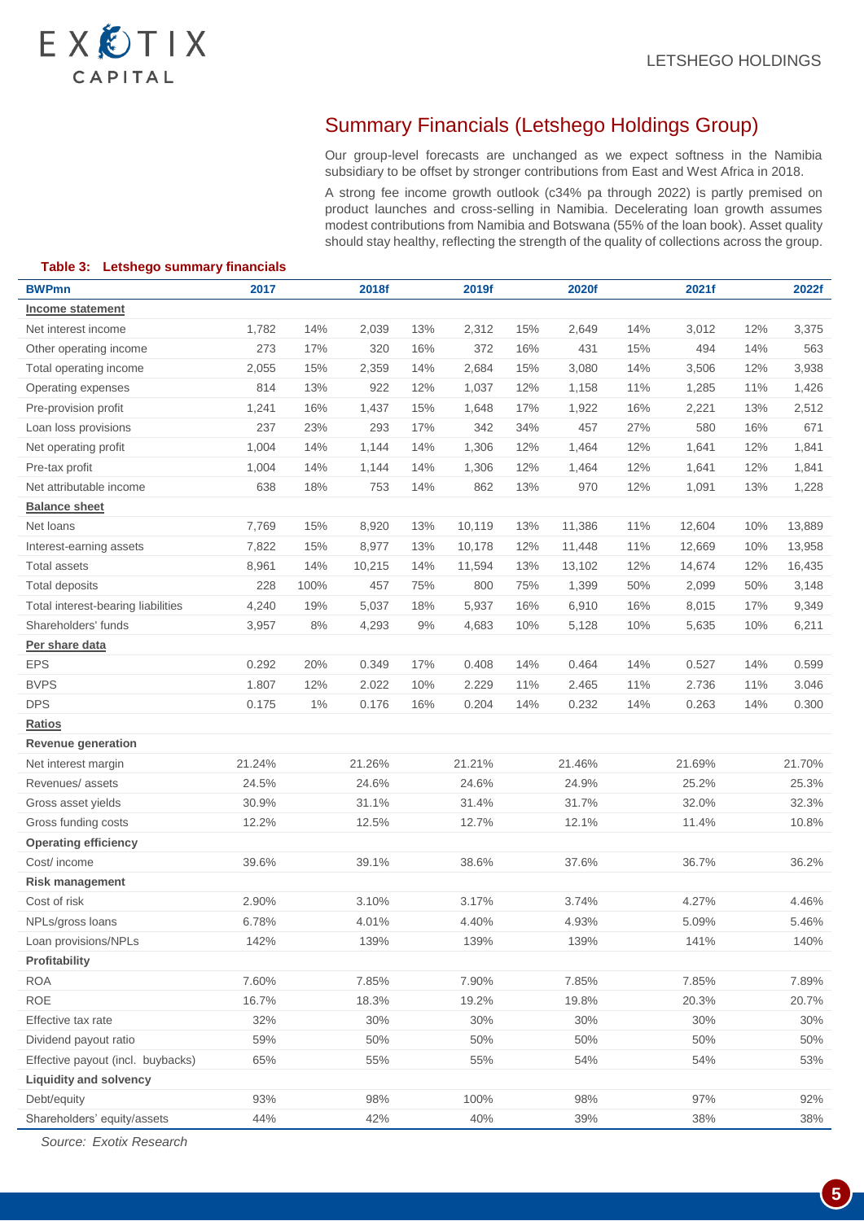## Summary Financials (Letshego Holdings Group)

Our group-level forecasts are unchanged as we expect softness in the Namibia subsidiary to be offset by stronger contributions from East and West Africa in 2018.

A strong fee income growth outlook (c34% pa through 2022) is partly premised on product launches and cross-selling in Namibia. Decelerating loan growth assumes modest contributions from Namibia and Botswana (55% of the loan book). Asset quality should stay healthy, reflecting the strength of the quality of collections across the group.

**Table 3: Letshego summary financials**

| BWPmn | 2017 | | 2018f | | 2019f | | 2020f | | 2021f | | 2022f |
|---|---|---|---|---|---|---|---|---|---|---|---|
| **Income statement** | | | | | | | | | | | |
| Net interest income | 1,782 | 14% | 2,039 | 13% | 2,312 | 15% | 2,649 | 14% | 3,012 | 12% | 3,375 |
| Other operating income | 273 | 17% | 320 | 16% | 372 | 16% | 431 | 15% | 494 | 14% | 563 |
| Total operating income | 2,055 | 15% | 2,359 | 14% | 2,684 | 15% | 3,080 | 14% | 3,506 | 12% | 3,938 |
| Operating expenses | 814 | 13% | 922 | 12% | 1,037 | 12% | 1,158 | 11% | 1,285 | 11% | 1,426 |
| Pre-provision profit | 1,241 | 16% | 1,437 | 15% | 1,648 | 17% | 1,922 | 16% | 2,221 | 13% | 2,512 |
| Loan loss provisions | 237 | 23% | 293 | 17% | 342 | 34% | 457 | 27% | 580 | 16% | 671 |
| Net operating profit | 1,004 | 14% | 1,144 | 14% | 1,306 | 12% | 1,464 | 12% | 1,641 | 12% | 1,841 |
| Pre-tax profit | 1,004 | 14% | 1,144 | 14% | 1,306 | 12% | 1,464 | 12% | 1,641 | 12% | 1,841 |
| Net attributable income | 638 | 18% | 753 | 14% | 862 | 13% | 970 | 12% | 1,091 | 13% | 1,228 |
| **Balance sheet** | | | | | | | | | | | |
| Net loans | 7,769 | 15% | 8,920 | 13% | 10,119 | 13% | 11,386 | 11% | 12,604 | 10% | 13,889 |
| Interest-earning assets | 7,822 | 15% | 8,977 | 13% | 10,178 | 12% | 11,448 | 11% | 12,669 | 10% | 13,958 |
| Total assets | 8,961 | 14% | 10,215 | 14% | 11,594 | 13% | 13,102 | 12% | 14,674 | 12% | 16,435 |
| Total deposits | 228 | 100% | 457 | 75% | 800 | 75% | 1,399 | 50% | 2,099 | 50% | 3,148 |
| Total interest-bearing liabilities | 4,240 | 19% | 5,037 | 18% | 5,937 | 16% | 6,910 | 16% | 8,015 | 17% | 9,349 |
| Shareholders' funds | 3,957 | 8% | 4,293 | 9% | 4,683 | 10% | 5,128 | 10% | 5,635 | 10% | 6,211 |
| **Per share data** | | | | | | | | | | | |
| EPS | 0.292 | 20% | 0.349 | 17% | 0.408 | 14% | 0.464 | 14% | 0.527 | 14% | 0.599 |
| BVPS | 1.807 | 12% | 2.022 | 10% | 2.229 | 11% | 2.465 | 11% | 2.736 | 11% | 3.046 |
| DPS | 0.175 | 1% | 0.176 | 16% | 0.204 | 14% | 0.232 | 14% | 0.263 | 14% | 0.300 |
| **Ratios** | | | | | | | | | | | |
| **Revenue generation** | | | | | | | | | | | |
| Net interest margin | 21.24% | | 21.26% | | 21.21% | | 21.46% | | 21.69% | | 21.70% |
| Revenues/ assets | 24.5% | | 24.6% | | 24.6% | | 24.9% | | 25.2% | | 25.3% |
| Gross asset yields | 30.9% | | 31.1% | | 31.4% | | 31.7% | | 32.0% | | 32.3% |
| Gross funding costs | 12.2% | | 12.5% | | 12.7% | | 12.1% | | 11.4% | | 10.8% |
| **Operating efficiency** | | | | | | | | | | | |
| Cost/ income | 39.6% | | 39.1% | | 38.6% | | 37.6% | | 36.7% | | 36.2% |
| **Risk management** | | | | | | | | | | | |
| Cost of risk | 2.90% | | 3.10% | | 3.17% | | 3.74% | | 4.27% | | 4.46% |
| NPLs/gross loans | 6.78% | | 4.01% | | 4.40% | | 4.93% | | 5.09% | | 5.46% |
| Loan provisions/NPLs | 142% | | 139% | | 139% | | 139% | | 141% | | 140% |
| **Profitability** | | | | | | | | | | | |
| ROA | 7.60% | | 7.85% | | 7.90% | | 7.85% | | 7.85% | | 7.89% |
| ROE | 16.7% | | 18.3% | | 19.2% | | 19.8% | | 20.3% | | 20.7% |
| Effective tax rate | 32% | | 30% | | 30% | | 30% | | 30% | | 30% |
| Dividend payout ratio | 59% | | 50% | | 50% | | 50% | | 50% | | 50% |
| Effective payout (incl. buybacks) | 65% | | 55% | | 55% | | 54% | | 54% | | 53% |
| **Liquidity and solvency** | | | | | | | | | | | |
| Debt/equity | 93% | | 98% | | 100% | | 98% | | 97% | | 92% |
| Shareholders' equity/assets | 44% | | 42% | | 40% | | 39% | | 38% | | 38% |

*Source: Exotix Research*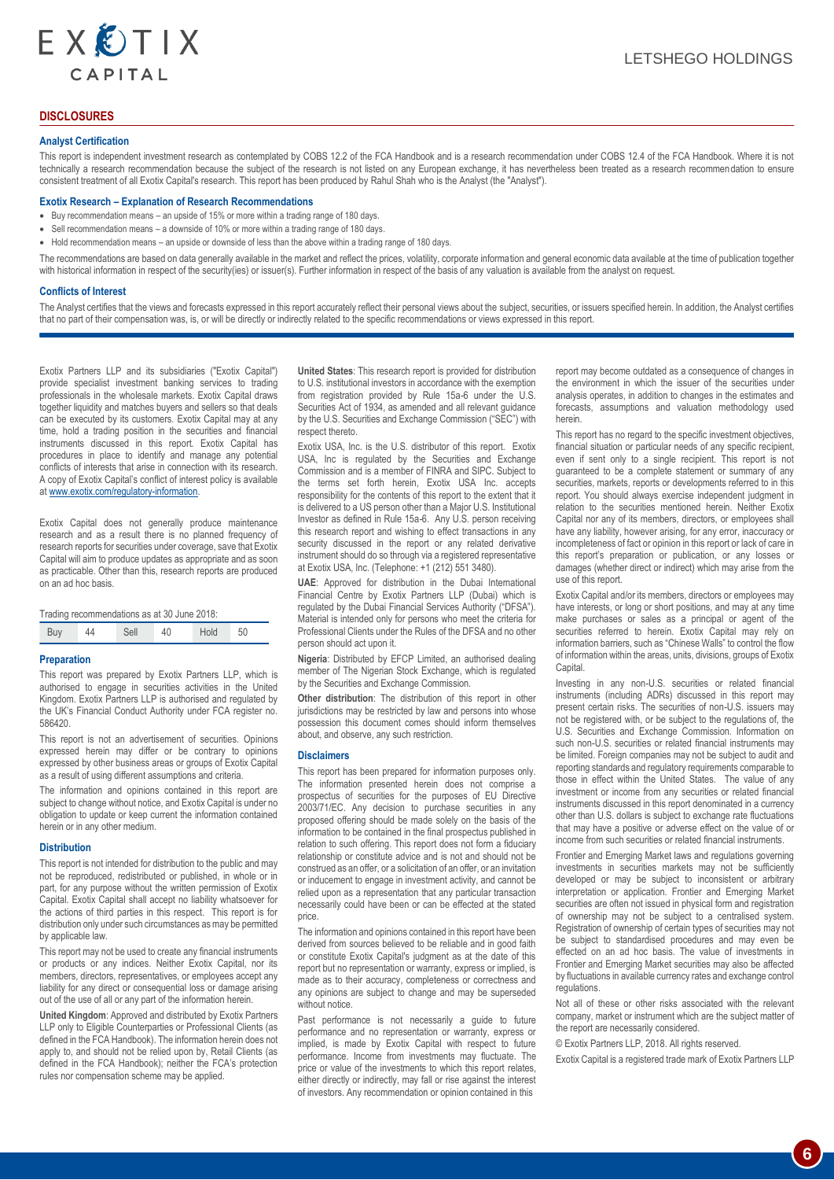## DISCLOSURES

### Analyst Certification

This report is independent investment research as contemplated by COBS 12.2 of the FCA Handbook and is a research recommendation under COBS 12.4 of the FCA Handbook. Where it is not technically a research recommendation because the subject of the research is not listed on any European exchange, it has nevertheless been treated as a research recommendation to ensure consistent treatment of all Exotix Capital's research. This report has been produced by Rahul Shah who is the Analyst (the "Analyst").

### Exotix Research – Explanation of Research Recommendations

- Buy recommendation means – an upside of 15% or more within a trading range of 180 days.
- Sell recommendation means – a downside of 10% or more within a trading range of 180 days.
- Hold recommendation means – an upside or downside of less than the above within a trading range of 180 days.

The recommendations are based on data generally available in the market and reflect the prices, volatility, corporate information and general economic data available at the time of publication together with historical information in respect of the security(ies) or issuer(s). Further information in respect of the basis of any valuation is available from the analyst on request.

### Conflicts of Interest

The Analyst certifies that the views and forecasts expressed in this report accurately reflect their personal views about the subject, securities, or issuers specified herein. In addition, the Analyst certifies that no part of their compensation was, is, or will be directly or indirectly related to the specific recommendations or views expressed in this report.

Exotix Partners LLP and its subsidiaries ("Exotix Capital") provide specialist investment banking services to trading professionals in the wholesale markets. Exotix Capital draws together liquidity and matches buyers and sellers so that deals can be executed by its customers. Exotix Capital may at any time, hold a trading position in the securities and financial instruments discussed in this report. Exotix Capital has procedures in place to identify and manage any potential conflicts of interests that arise in connection with its research. A copy of Exotix Capital's conflict of interest policy is available at www.exotix.com/regulatory-information.

Exotix Capital does not generally produce maintenance research and as a result there is no planned frequency of research reports for securities under coverage, save that Exotix Capital will aim to produce updates as appropriate and as soon as practicable. Other than this, research reports are produced on an ad hoc basis.

Trading recommendations as at 30 June 2018:

| Buy | 44 | Sell | 40 | Hold | 50 |
|---|---|---|---|---|---|

### Preparation

This report was prepared by Exotix Partners LLP, which is authorised to engage in securities activities in the United Kingdom. Exotix Partners LLP is authorised and regulated by the UK's Financial Conduct Authority under FCA register no. 586420.

This report is not an advertisement of securities. Opinions expressed herein may differ or be contrary to opinions expressed by other business areas or groups of Exotix Capital as a result of using different assumptions and criteria.

The information and opinions contained in this report are subject to change without notice, and Exotix Capital is under no obligation to update or keep current the information contained herein or in any other medium.

### Distribution

This report is not intended for distribution to the public and may not be reproduced, redistributed or published, in whole or in part, for any purpose without the written permission of Exotix Capital. Exotix Capital shall accept no liability whatsoever for the actions of third parties in this respect. This report is for distribution only under such circumstances as may be permitted by applicable law.

This report may not be used to create any financial instruments or products or any indices. Neither Exotix Capital, nor its members, directors, representatives, or employees accept any liability for any direct or consequential loss or damage arising out of the use of all or any part of the information herein.

**United Kingdom**: Approved and distributed by Exotix Partners LLP only to Eligible Counterparties or Professional Clients (as defined in the FCA Handbook). The information herein does not apply to, and should not be relied upon by, Retail Clients (as defined in the FCA Handbook); neither the FCA's protection rules nor compensation scheme may be applied.

**United States**: This research report is provided for distribution to U.S. institutional investors in accordance with the exemption from registration provided by Rule 15a-6 under the U.S. Securities Act of 1934, as amended and all relevant guidance by the U.S. Securities and Exchange Commission ("SEC") with respect thereto.

Exotix USA, Inc. is the U.S. distributor of this report. Exotix USA, Inc is regulated by the Securities and Exchange Commission and is a member of FINRA and SIPC. Subject to the terms set forth herein, Exotix USA Inc. accepts responsibility for the contents of this report to the extent that it is delivered to a US person other than a Major U.S. Institutional Investor as defined in Rule 15a-6. Any U.S. person receiving this research report and wishing to effect transactions in any security discussed in the report or any related derivative instrument should do so through via a registered representative at Exotix USA, Inc. (Telephone: +1 (212) 551 3480).

**UAE**: Approved for distribution in the Dubai International Financial Centre by Exotix Partners LLP (Dubai) which is regulated by the Dubai Financial Services Authority ("DFSA"). Material is intended only for persons who meet the criteria for Professional Clients under the Rules of the DFSA and no other person should act upon it.

**Nigeria**: Distributed by EFCP Limited, an authorised dealing member of The Nigerian Stock Exchange, which is regulated by the Securities and Exchange Commission.

**Other distribution**: The distribution of this report in other jurisdictions may be restricted by law and persons into whose possession this document comes should inform themselves about, and observe, any such restriction.

### Disclaimers

This report has been prepared for information purposes only. The information presented herein does not comprise a prospectus of securities for the purposes of EU Directive 2003/71/EC. Any decision to purchase securities in any proposed offering should be made solely on the basis of the information to be contained in the final prospectus published in relation to such offering. This report does not form a fiduciary relationship or constitute advice and is not and should not be construed as an offer, or a solicitation of an offer, or an invitation or inducement to engage in investment activity, and cannot be relied upon as a representation that any particular transaction necessarily could have been or can be effected at the stated price.

The information and opinions contained in this report have been derived from sources believed to be reliable and in good faith or constitute Exotix Capital's judgment as at the date of this report but no representation or warranty, express or implied, is made as to their accuracy, completeness or correctness and any opinions are subject to change and may be superseded without notice.

Past performance is not necessarily a guide to future performance and no representation or warranty, express or implied, is made by Exotix Capital with respect to future performance. Income from investments may fluctuate. The price or value of the investments to which this report relates, either directly or indirectly, may fall or rise against the interest of investors. Any recommendation or opinion contained in this report may become outdated as a consequence of changes in the environment in which the issuer of the securities under analysis operates, in addition to changes in the estimates and forecasts, assumptions and valuation methodology used herein.

This report has no regard to the specific investment objectives, financial situation or particular needs of any specific recipient, even if sent only to a single recipient. This report is not guaranteed to be a complete statement or summary of any securities, markets, reports or developments referred to in this report. You should always exercise independent judgment in relation to the securities mentioned herein. Neither Exotix Capital nor any of its members, directors, or employees shall have any liability, however arising, for any error, inaccuracy or incompleteness of fact or opinion in this report or lack of care in this report's preparation or publication, or any losses or damages (whether direct or indirect) which may arise from the use of this report.

Exotix Capital and/or its members, directors or employees may have interests, or long or short positions, and may at any time make purchases or sales as a principal or agent of the securities referred to herein. Exotix Capital may rely on information barriers, such as "Chinese Walls" to control the flow of information within the areas, units, divisions, groups of Exotix Capital.

Investing in any non-U.S. securities or related financial instruments (including ADRs) discussed in this report may present certain risks. The securities of non-U.S. issuers may not be registered with, or be subject to the regulations of, the U.S. Securities and Exchange Commission. Information on such non-U.S. securities or related financial instruments may be limited. Foreign companies may not be subject to audit and reporting standards and regulatory requirements comparable to those in effect within the United States. The value of any investment or income from any securities or related financial instruments discussed in this report denominated in a currency other than U.S. dollars is subject to exchange rate fluctuations that may have a positive or adverse effect on the value of or income from such securities or related financial instruments.

Frontier and Emerging Market laws and regulations governing investments in securities markets may not be sufficiently developed or may be subject to inconsistent or arbitrary interpretation or application. Frontier and Emerging Market securities are often not issued in physical form and registration of ownership may not be subject to a centralised system. Registration of ownership of certain types of securities may not be subject to standardised procedures and may even be effected on an ad hoc basis. The value of investments in Frontier and Emerging Market securities may also be affected by fluctuations in available currency rates and exchange control regulations.

Not all of these or other risks associated with the relevant company, market or instrument which are the subject matter of the report are necessarily considered.

© Exotix Partners LLP, 2018. All rights reserved.

Exotix Capital is a registered trade mark of Exotix Partners LLP